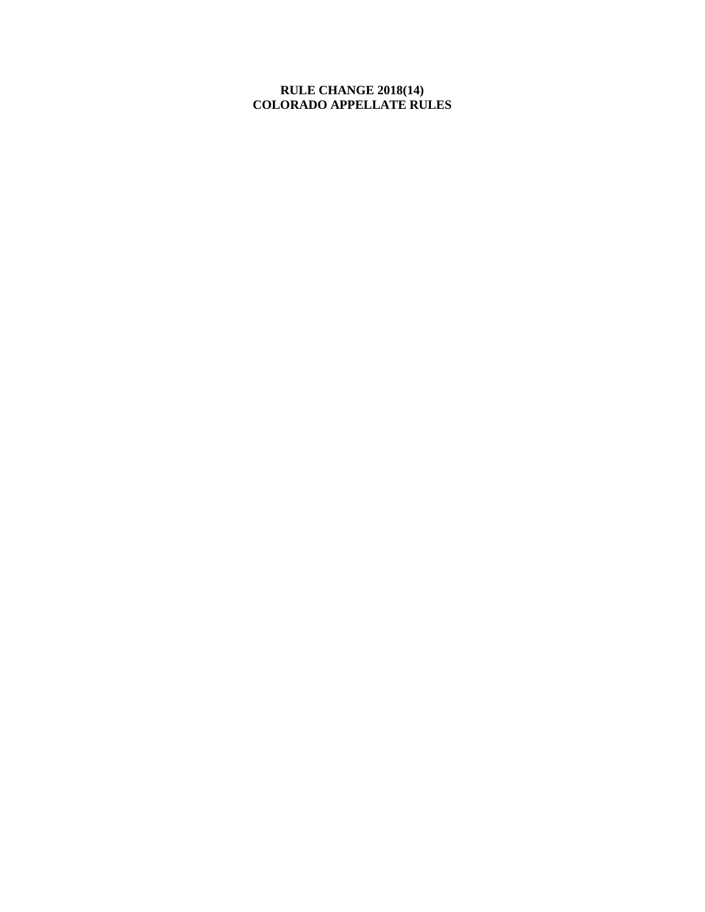**RULE CHANGE 2018(14)**
**COLORADO APPELLATE RULES**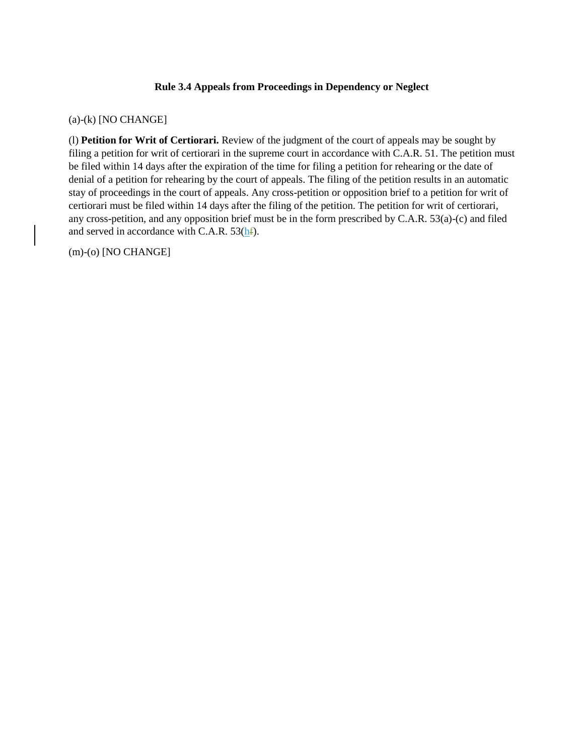**Rule 3.4 Appeals from Proceedings in Dependency or Neglect**

(a)-(k) [NO CHANGE]

(l) **Petition for Writ of Certiorari.** Review of the judgment of the court of appeals may be sought by filing a petition for writ of certiorari in the supreme court in accordance with C.A.R. 51. The petition must be filed within 14 days after the expiration of the time for filing a petition for rehearing or the date of denial of a petition for rehearing by the court of appeals. The filing of the petition results in an automatic stay of proceedings in the court of appeals. Any cross-petition or opposition brief to a petition for writ of certiorari must be filed within 14 days after the filing of the petition. The petition for writ of certiorari, any cross-petition, and any opposition brief must be in the form prescribed by C.A.R. 53(a)-(c) and filed and served in accordance with C.A.R. 53(hf).

(m)-(o) [NO CHANGE]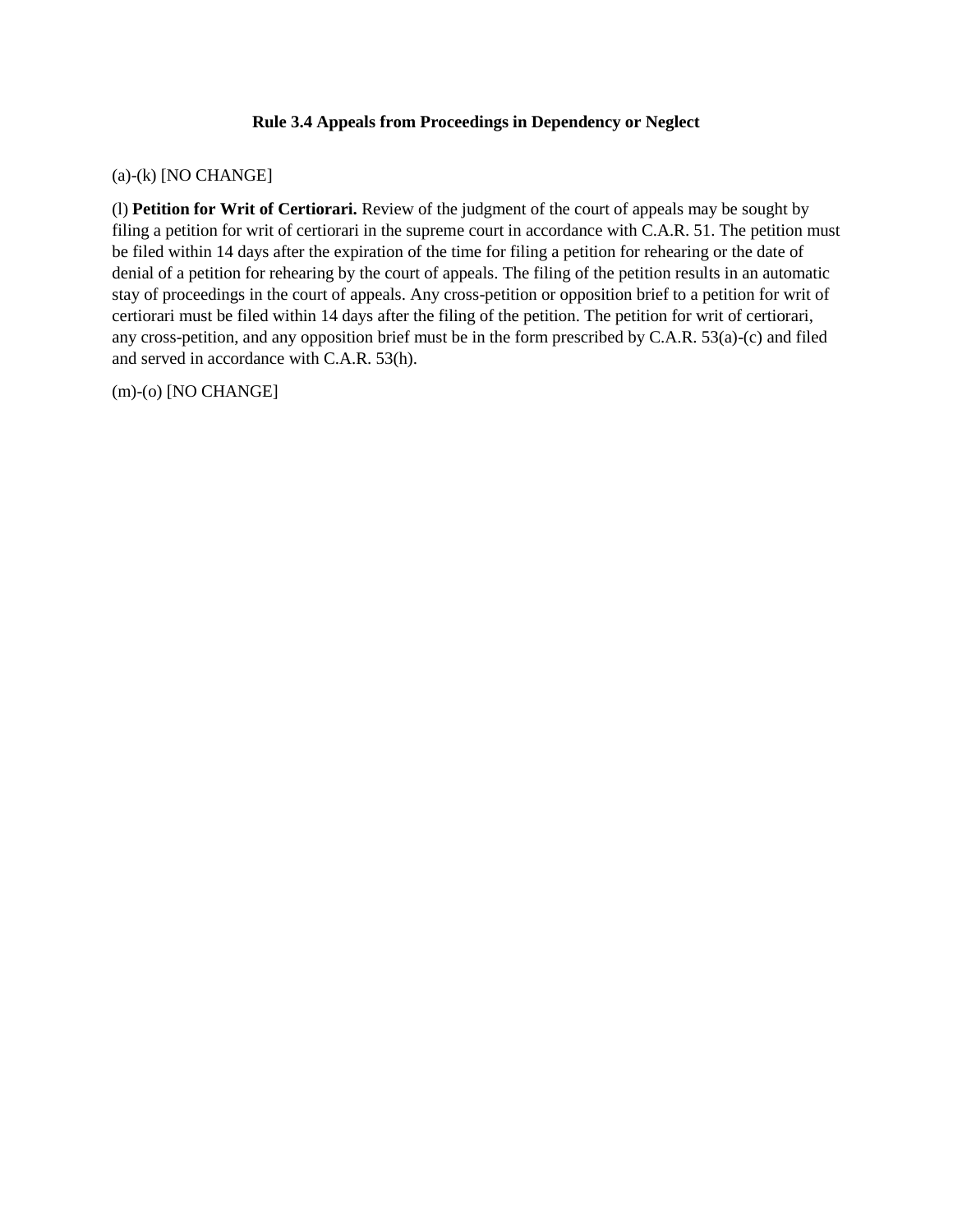### Rule 3.4 Appeals from Proceedings in Dependency or Neglect

(a)-(k) [NO CHANGE]

(l) **Petition for Writ of Certiorari.** Review of the judgment of the court of appeals may be sought by filing a petition for writ of certiorari in the supreme court in accordance with C.A.R. 51. The petition must be filed within 14 days after the expiration of the time for filing a petition for rehearing or the date of denial of a petition for rehearing by the court of appeals. The filing of the petition results in an automatic stay of proceedings in the court of appeals. Any cross-petition or opposition brief to a petition for writ of certiorari must be filed within 14 days after the filing of the petition. The petition for writ of certiorari, any cross-petition, and any opposition brief must be in the form prescribed by C.A.R. 53(a)-(c) and filed and served in accordance with C.A.R. 53(h).

(m)-(o) [NO CHANGE]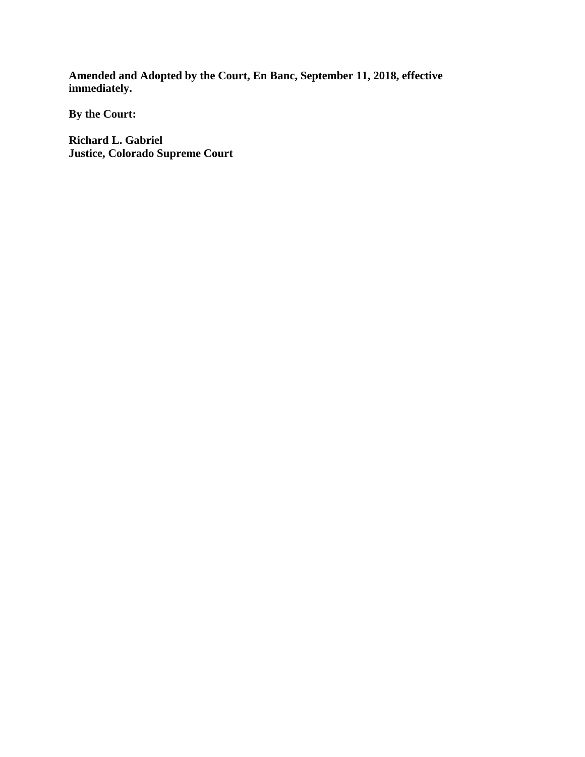**Amended and Adopted by the Court, En Banc, September 11, 2018, effective immediately.**

**By the Court:**

**Richard L. Gabriel**
**Justice, Colorado Supreme Court**